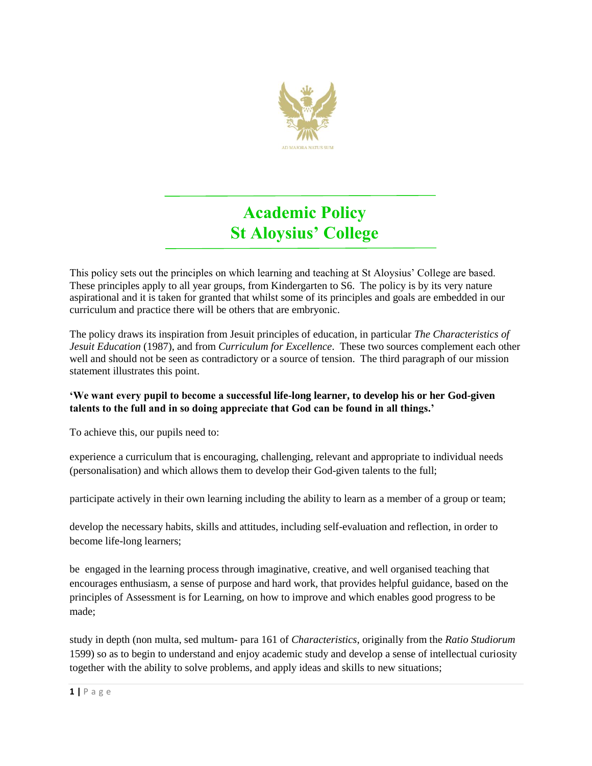AD MAJORA NATUS SUM

# Academic Policy
# St Aloysius' College

This policy sets out the principles on which learning and teaching at St Aloysius' College are based. These principles apply to all year groups, from Kindergarten to S6. The policy is by its very nature aspirational and it is taken for granted that whilst some of its principles and goals are embedded in our curriculum and practice there will be others that are embryonic.

The policy draws its inspiration from Jesuit principles of education, in particular *The Characteristics of Jesuit Education* (1987), and from *Curriculum for Excellence*. These two sources complement each other well and should not be seen as contradictory or a source of tension. The third paragraph of our mission statement illustrates this point.

**'We want every pupil to become a successful life-long learner, to develop his or her God-given talents to the full and in so doing appreciate that God can be found in all things.'**

To achieve this, our pupils need to:

experience a curriculum that is encouraging, challenging, relevant and appropriate to individual needs (personalisation) and which allows them to develop their God-given talents to the full;

participate actively in their own learning including the ability to learn as a member of a group or team;

develop the necessary habits, skills and attitudes, including self-evaluation and reflection, in order to become life-long learners;

be engaged in the learning process through imaginative, creative, and well organised teaching that encourages enthusiasm, a sense of purpose and hard work, that provides helpful guidance, based on the principles of Assessment is for Learning, on how to improve and which enables good progress to be made;

study in depth (non multa, sed multum- para 161 of *Characteristics*, originally from the *Ratio Studiorum* 1599) so as to begin to understand and enjoy academic study and develop a sense of intellectual curiosity together with the ability to solve problems, and apply ideas and skills to new situations;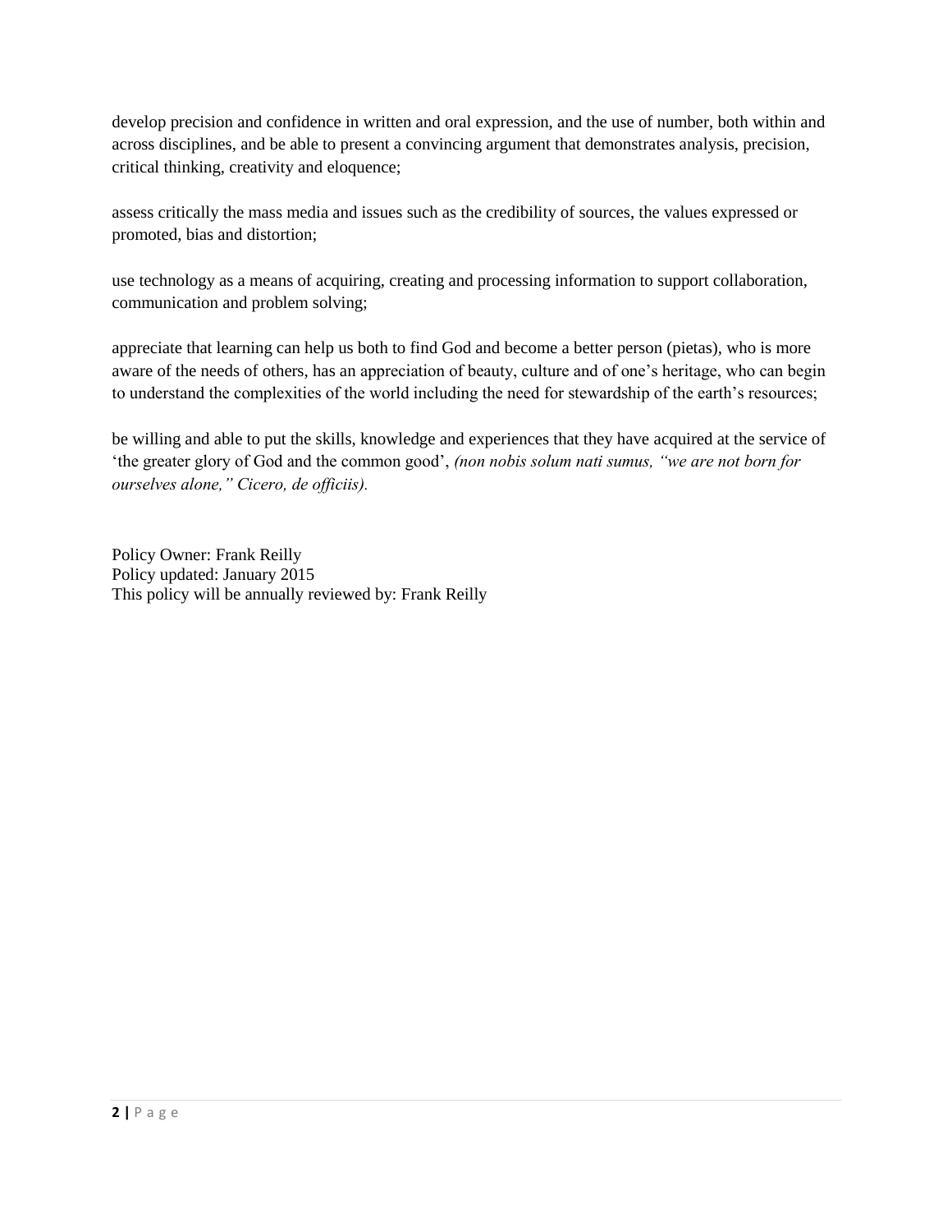develop precision and confidence in written and oral expression, and the use of number, both within and across disciplines, and be able to present a convincing argument that demonstrates analysis, precision, critical thinking, creativity and eloquence;

assess critically the mass media and issues such as the credibility of sources, the values expressed or promoted, bias and distortion;

use technology as a means of acquiring, creating and processing information to support collaboration, communication and problem solving;

appreciate that learning can help us both to find God and become a better person (pietas), who is more aware of the needs of others, has an appreciation of beauty, culture and of one's heritage, who can begin to understand the complexities of the world including the need for stewardship of the earth's resources;

be willing and able to put the skills, knowledge and experiences that they have acquired at the service of 'the greater glory of God and the common good', *(non nobis solum nati sumus, "we are not born for ourselves alone," Cicero, de officiis).*

Policy Owner: Frank Reilly
Policy updated: January 2015
This policy will be annually reviewed by: Frank Reilly